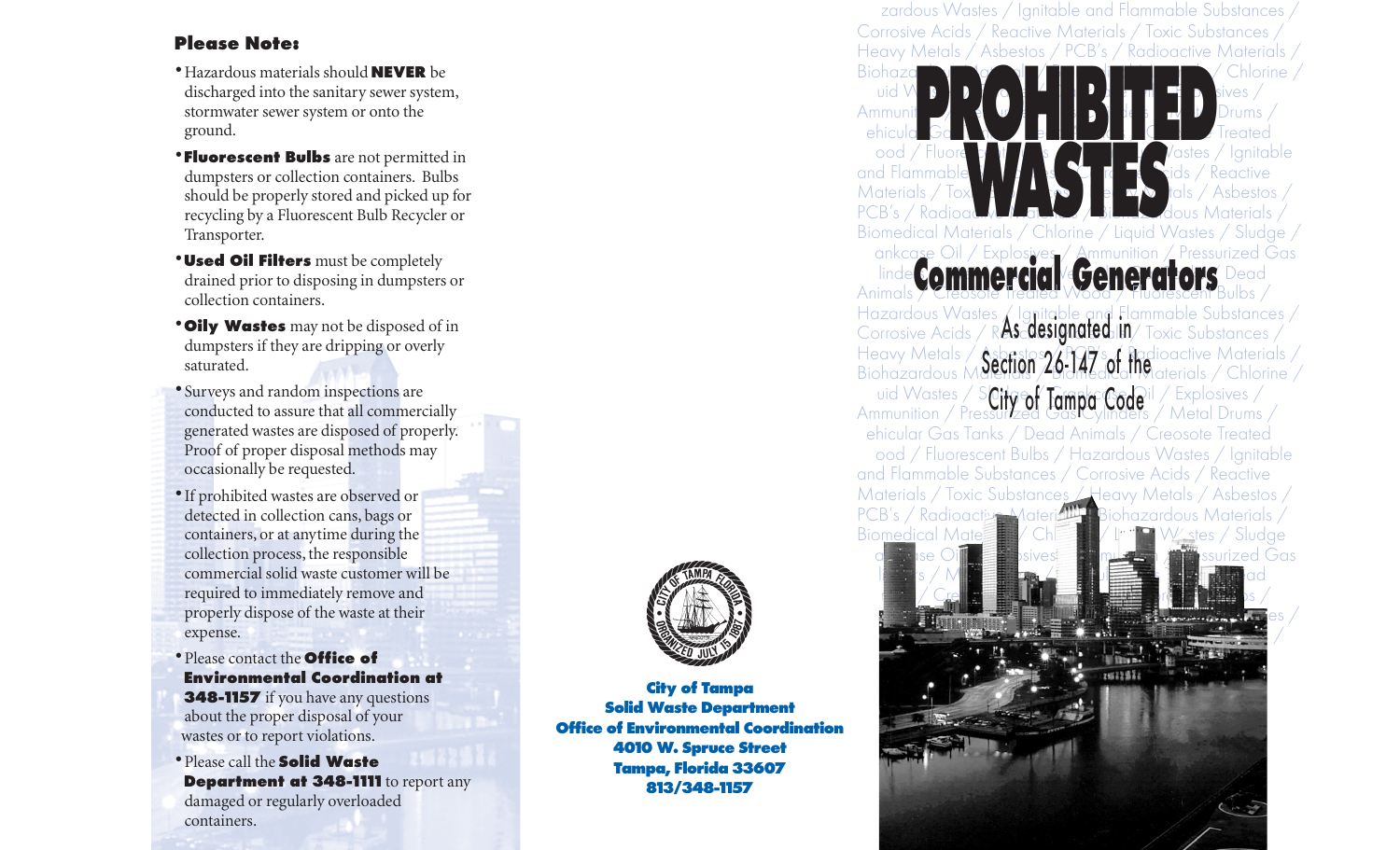## Please Note:

- Hazardous materials should **NEVER** be discharged into the sanitary sewer system, stormwater sewer system or onto the ground.
- **Fluorescent Bulbs** are not permitted in dumpsters or collection containers. Bulbs should be properly stored and picked up for recycling by a Fluorescent Bulb Recycler or Transporter.
- **Used Oil Filters** must be completely drained prior to disposing in dumpsters or collection containers.
- **Oily Wastes** may not be disposed of in dumpsters if they are dripping or overly saturated.
- Surveys and random inspections are conducted to assure that all commercially generated wastes are disposed of properly. Proof of proper disposal methods may occasionally be requested.
- If prohibited wastes are observed or detected in collection cans, bags or containers, or at anytime during the collection process, the responsible commercial solid waste customer will be required to immediately remove and properly dispose of the waste at their expense.
- Please contact the **Office of Environmental Coordination at 348-1157** if you have any questions about the proper disposal of your wastes or to report violations.
- Please call the **Solid Waste Department at 348-1111** to report any damaged or regularly overloaded containers.

**City of Tampa**
**Solid Waste Department**
**Office of Environmental Coordination**
**4010 W. Spruce Street**
**Tampa, Florida 33607**
**813/348-1157**

# PROHIBITED WASTES

## Commercial Generators

As designated in Section 26-147 of the City of Tampa Code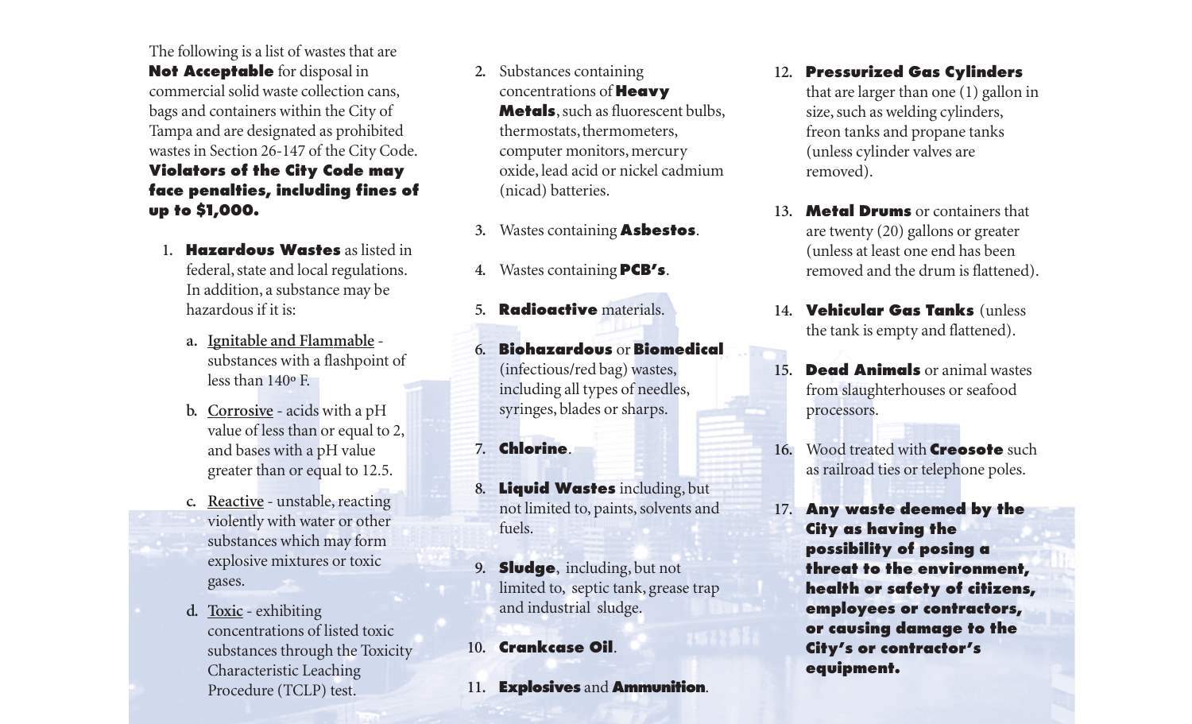The following is a list of wastes that are **Not Acceptable** for disposal in commercial solid waste collection cans, bags and containers within the City of Tampa and are designated as prohibited wastes in Section 26-147 of the City Code. **Violators of the City Code may face penalties, including fines of up to $1,000.**

1. **Hazardous Wastes** as listed in federal, state and local regulations. In addition, a substance may be hazardous if it is:

   a. Ignitable and Flammable - substances with a flashpoint of less than 140º F.

   b. Corrosive - acids with a pH value of less than or equal to 2, and bases with a pH value greater than or equal to 12.5.

   c. Reactive - unstable, reacting violently with water or other substances which may form explosive mixtures or toxic gases.

   d. Toxic - exhibiting concentrations of listed toxic substances through the Toxicity Characteristic Leaching Procedure (TCLP) test.

2. Substances containing concentrations of **Heavy Metals**, such as fluorescent bulbs, thermostats, thermometers, computer monitors, mercury oxide, lead acid or nickel cadmium (nicad) batteries.

3. Wastes containing **Asbestos**.

4. Wastes containing **PCB's**.

5. **Radioactive** materials.

6. **Biohazardous** or **Biomedical** (infectious/red bag) wastes, including all types of needles, syringes, blades or sharps.

7. **Chlorine**.

8. **Liquid Wastes** including, but not limited to, paints, solvents and fuels.

9. **Sludge**, including, but not limited to, septic tank, grease trap and industrial sludge.

10. **Crankcase Oil**.

11. **Explosives** and **Ammunition**.

12. **Pressurized Gas Cylinders** that are larger than one (1) gallon in size, such as welding cylinders, freon tanks and propane tanks (unless cylinder valves are removed).

13. **Metal Drums** or containers that are twenty (20) gallons or greater (unless at least one end has been removed and the drum is flattened).

14. **Vehicular Gas Tanks** (unless the tank is empty and flattened).

15. **Dead Animals** or animal wastes from slaughterhouses or seafood processors.

16. Wood treated with **Creosote** such as railroad ties or telephone poles.

17. **Any waste deemed by the City as having the possibility of posing a threat to the environment, health or safety of citizens, employees or contractors, or causing damage to the City's or contractor's equipment.**